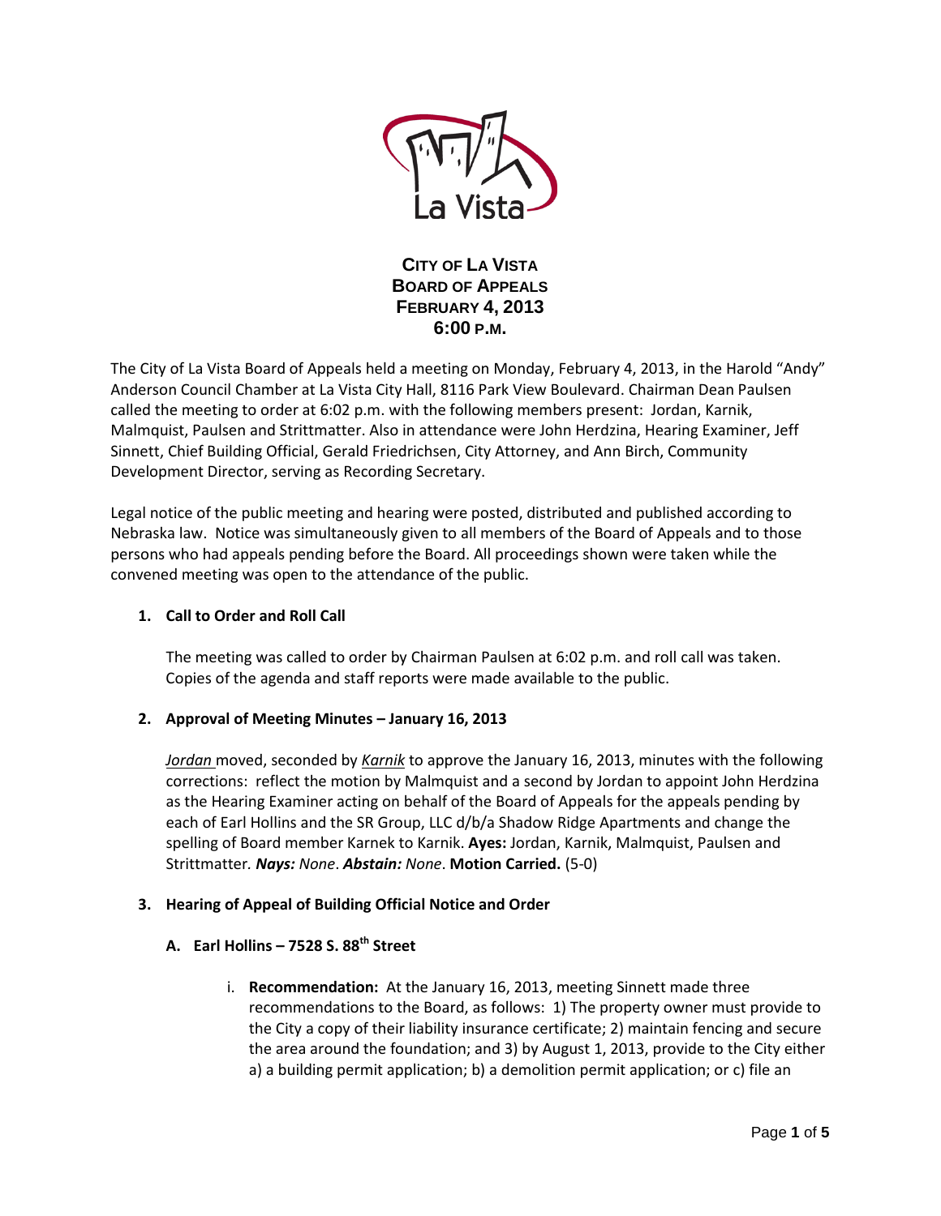# CITY OF LA VISTA
# BOARD OF APPEALS
# FEBRUARY 4, 2013
# 6:00 P.M.

The City of La Vista Board of Appeals held a meeting on Monday, February 4, 2013, in the Harold "Andy" Anderson Council Chamber at La Vista City Hall, 8116 Park View Boulevard. Chairman Dean Paulsen called the meeting to order at 6:02 p.m. with the following members present: Jordan, Karnik, Malmquist, Paulsen and Strittmatter. Also in attendance were John Herdzina, Hearing Examiner, Jeff Sinnett, Chief Building Official, Gerald Friedrichsen, City Attorney, and Ann Birch, Community Development Director, serving as Recording Secretary.

Legal notice of the public meeting and hearing were posted, distributed and published according to Nebraska law. Notice was simultaneously given to all members of the Board of Appeals and to those persons who had appeals pending before the Board. All proceedings shown were taken while the convened meeting was open to the attendance of the public.

**1. Call to Order and Roll Call**

The meeting was called to order by Chairman Paulsen at 6:02 p.m. and roll call was taken. Copies of the agenda and staff reports were made available to the public.

**2. Approval of Meeting Minutes – January 16, 2013**

*Jordan* moved, seconded by *Karnik* to approve the January 16, 2013, minutes with the following corrections: reflect the motion by Malmquist and a second by Jordan to appoint John Herdzina as the Hearing Examiner acting on behalf of the Board of Appeals for the appeals pending by each of Earl Hollins and the SR Group, LLC d/b/a Shadow Ridge Apartments and change the spelling of Board member Karnek to Karnik. **Ayes:** Jordan, Karnik, Malmquist, Paulsen and Strittmatter. ***Nays:*** *None*. ***Abstain:*** *None*. **Motion Carried.** (5-0)

**3. Hearing of Appeal of Building Official Notice and Order**

**A. Earl Hollins – 7528 S. 88th Street**

i. **Recommendation:** At the January 16, 2013, meeting Sinnett made three recommendations to the Board, as follows: 1) The property owner must provide to the City a copy of their liability insurance certificate; 2) maintain fencing and secure the area around the foundation; and 3) by August 1, 2013, provide to the City either a) a building permit application; b) a demolition permit application; or c) file an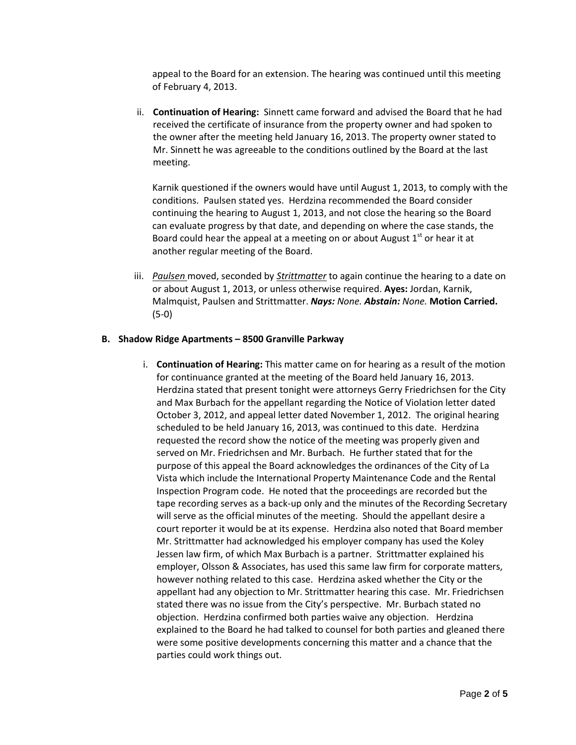appeal to the Board for an extension. The hearing was continued until this meeting of February 4, 2013.

ii. **Continuation of Hearing:** Sinnett came forward and advised the Board that he had received the certificate of insurance from the property owner and had spoken to the owner after the meeting held January 16, 2013. The property owner stated to Mr. Sinnett he was agreeable to the conditions outlined by the Board at the last meeting.

   Karnik questioned if the owners would have until August 1, 2013, to comply with the conditions. Paulsen stated yes. Herdzina recommended the Board consider continuing the hearing to August 1, 2013, and not close the hearing so the Board can evaluate progress by that date, and depending on where the case stands, the Board could hear the appeal at a meeting on or about August 1st or hear it at another regular meeting of the Board.

iii. *Paulsen* moved, seconded by *Strittmatter* to again continue the hearing to a date on or about August 1, 2013, or unless otherwise required. **Ayes:** Jordan, Karnik, Malmquist, Paulsen and Strittmatter. ***Nays:*** *None.* ***Abstain:*** *None.* **Motion Carried.** (5-0)

**B. Shadow Ridge Apartments – 8500 Granville Parkway**

i. **Continuation of Hearing:** This matter came on for hearing as a result of the motion for continuance granted at the meeting of the Board held January 16, 2013. Herdzina stated that present tonight were attorneys Gerry Friedrichsen for the City and Max Burbach for the appellant regarding the Notice of Violation letter dated October 3, 2012, and appeal letter dated November 1, 2012. The original hearing scheduled to be held January 16, 2013, was continued to this date. Herdzina requested the record show the notice of the meeting was properly given and served on Mr. Friedrichsen and Mr. Burbach. He further stated that for the purpose of this appeal the Board acknowledges the ordinances of the City of La Vista which include the International Property Maintenance Code and the Rental Inspection Program code. He noted that the proceedings are recorded but the tape recording serves as a back-up only and the minutes of the Recording Secretary will serve as the official minutes of the meeting. Should the appellant desire a court reporter it would be at its expense. Herdzina also noted that Board member Mr. Strittmatter had acknowledged his employer company has used the Koley Jessen law firm, of which Max Burbach is a partner. Strittmatter explained his employer, Olsson & Associates, has used this same law firm for corporate matters, however nothing related to this case. Herdzina asked whether the City or the appellant had any objection to Mr. Strittmatter hearing this case. Mr. Friedrichsen stated there was no issue from the City's perspective. Mr. Burbach stated no objection. Herdzina confirmed both parties waive any objection. Herdzina explained to the Board he had talked to counsel for both parties and gleaned there were some positive developments concerning this matter and a chance that the parties could work things out.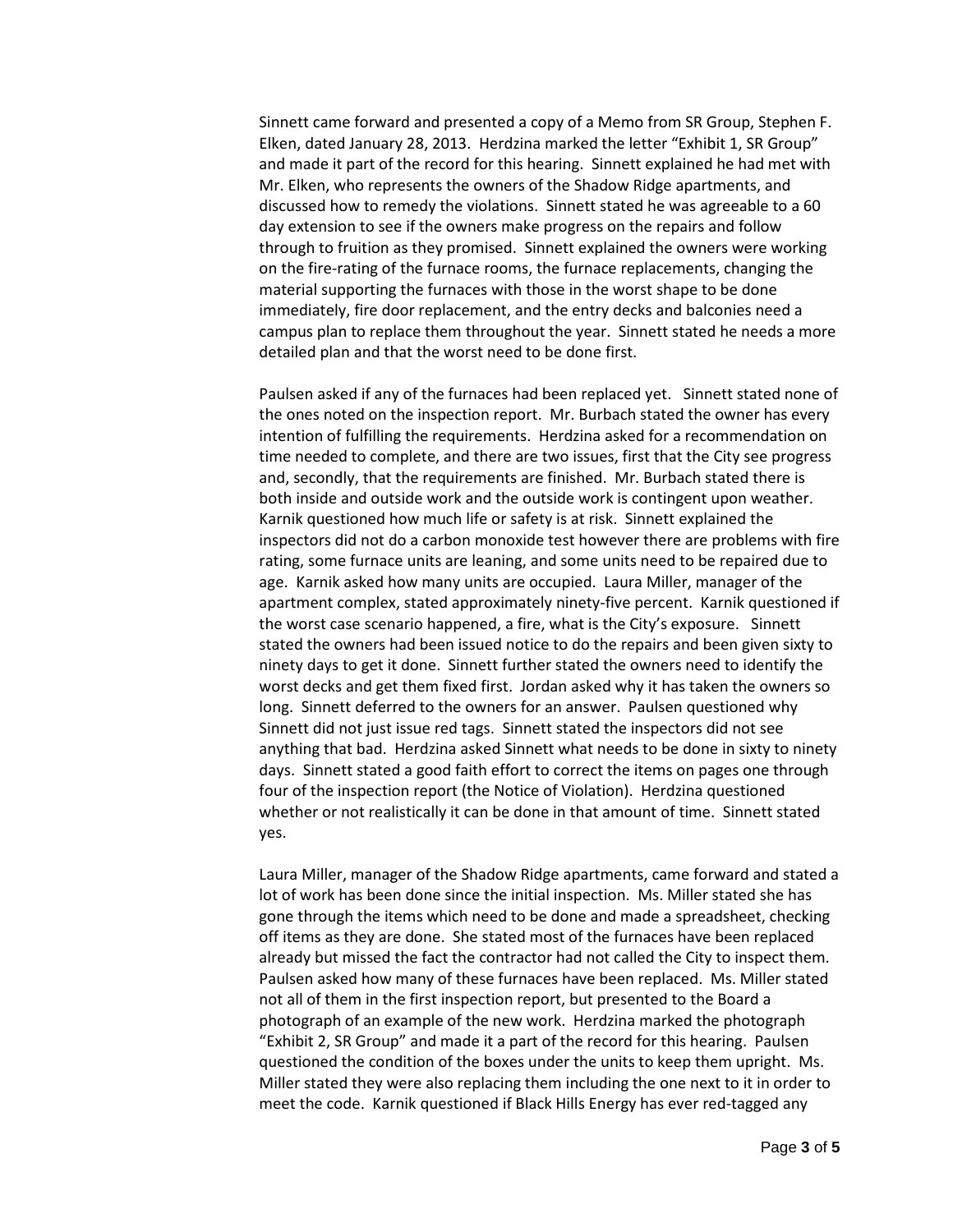Sinnett came forward and presented a copy of a Memo from SR Group, Stephen F. Elken, dated January 28, 2013. Herdzina marked the letter "Exhibit 1, SR Group" and made it part of the record for this hearing. Sinnett explained he had met with Mr. Elken, who represents the owners of the Shadow Ridge apartments, and discussed how to remedy the violations. Sinnett stated he was agreeable to a 60 day extension to see if the owners make progress on the repairs and follow through to fruition as they promised. Sinnett explained the owners were working on the fire-rating of the furnace rooms, the furnace replacements, changing the material supporting the furnaces with those in the worst shape to be done immediately, fire door replacement, and the entry decks and balconies need a campus plan to replace them throughout the year. Sinnett stated he needs a more detailed plan and that the worst need to be done first.

Paulsen asked if any of the furnaces had been replaced yet. Sinnett stated none of the ones noted on the inspection report. Mr. Burbach stated the owner has every intention of fulfilling the requirements. Herdzina asked for a recommendation on time needed to complete, and there are two issues, first that the City see progress and, secondly, that the requirements are finished. Mr. Burbach stated there is both inside and outside work and the outside work is contingent upon weather. Karnik questioned how much life or safety is at risk. Sinnett explained the inspectors did not do a carbon monoxide test however there are problems with fire rating, some furnace units are leaning, and some units need to be repaired due to age. Karnik asked how many units are occupied. Laura Miller, manager of the apartment complex, stated approximately ninety-five percent. Karnik questioned if the worst case scenario happened, a fire, what is the City's exposure. Sinnett stated the owners had been issued notice to do the repairs and been given sixty to ninety days to get it done. Sinnett further stated the owners need to identify the worst decks and get them fixed first. Jordan asked why it has taken the owners so long. Sinnett deferred to the owners for an answer. Paulsen questioned why Sinnett did not just issue red tags. Sinnett stated the inspectors did not see anything that bad. Herdzina asked Sinnett what needs to be done in sixty to ninety days. Sinnett stated a good faith effort to correct the items on pages one through four of the inspection report (the Notice of Violation). Herdzina questioned whether or not realistically it can be done in that amount of time. Sinnett stated yes.

Laura Miller, manager of the Shadow Ridge apartments, came forward and stated a lot of work has been done since the initial inspection. Ms. Miller stated she has gone through the items which need to be done and made a spreadsheet, checking off items as they are done. She stated most of the furnaces have been replaced already but missed the fact the contractor had not called the City to inspect them. Paulsen asked how many of these furnaces have been replaced. Ms. Miller stated not all of them in the first inspection report, but presented to the Board a photograph of an example of the new work. Herdzina marked the photograph "Exhibit 2, SR Group" and made it a part of the record for this hearing. Paulsen questioned the condition of the boxes under the units to keep them upright. Ms. Miller stated they were also replacing them including the one next to it in order to meet the code. Karnik questioned if Black Hills Energy has ever red-tagged any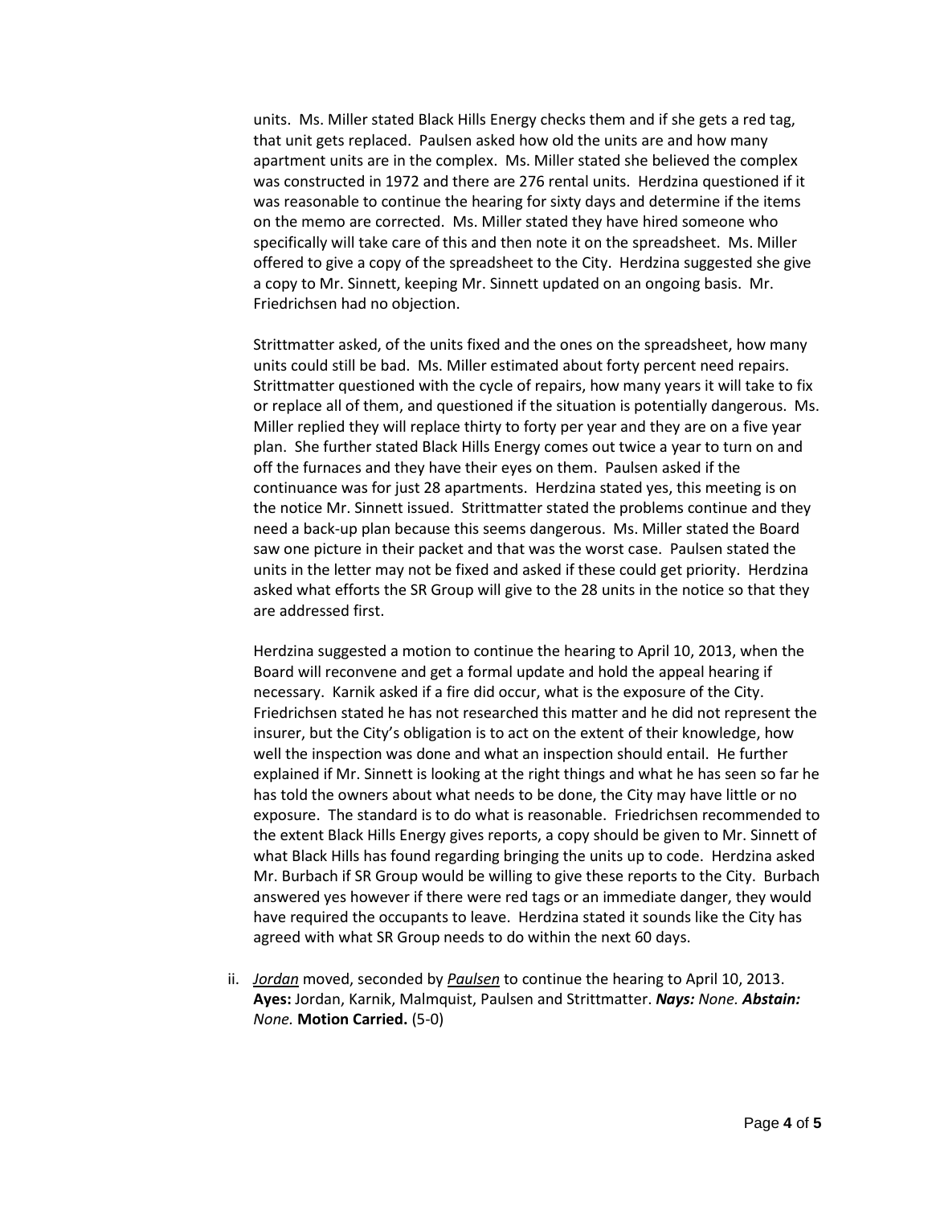units. Ms. Miller stated Black Hills Energy checks them and if she gets a red tag, that unit gets replaced. Paulsen asked how old the units are and how many apartment units are in the complex. Ms. Miller stated she believed the complex was constructed in 1972 and there are 276 rental units. Herdzina questioned if it was reasonable to continue the hearing for sixty days and determine if the items on the memo are corrected. Ms. Miller stated they have hired someone who specifically will take care of this and then note it on the spreadsheet. Ms. Miller offered to give a copy of the spreadsheet to the City. Herdzina suggested she give a copy to Mr. Sinnett, keeping Mr. Sinnett updated on an ongoing basis. Mr. Friedrichsen had no objection.

Strittmatter asked, of the units fixed and the ones on the spreadsheet, how many units could still be bad. Ms. Miller estimated about forty percent need repairs. Strittmatter questioned with the cycle of repairs, how many years it will take to fix or replace all of them, and questioned if the situation is potentially dangerous. Ms. Miller replied they will replace thirty to forty per year and they are on a five year plan. She further stated Black Hills Energy comes out twice a year to turn on and off the furnaces and they have their eyes on them. Paulsen asked if the continuance was for just 28 apartments. Herdzina stated yes, this meeting is on the notice Mr. Sinnett issued. Strittmatter stated the problems continue and they need a back-up plan because this seems dangerous. Ms. Miller stated the Board saw one picture in their packet and that was the worst case. Paulsen stated the units in the letter may not be fixed and asked if these could get priority. Herdzina asked what efforts the SR Group will give to the 28 units in the notice so that they are addressed first.

Herdzina suggested a motion to continue the hearing to April 10, 2013, when the Board will reconvene and get a formal update and hold the appeal hearing if necessary. Karnik asked if a fire did occur, what is the exposure of the City. Friedrichsen stated he has not researched this matter and he did not represent the insurer, but the City's obligation is to act on the extent of their knowledge, how well the inspection was done and what an inspection should entail. He further explained if Mr. Sinnett is looking at the right things and what he has seen so far he has told the owners about what needs to be done, the City may have little or no exposure. The standard is to do what is reasonable. Friedrichsen recommended to the extent Black Hills Energy gives reports, a copy should be given to Mr. Sinnett of what Black Hills has found regarding bringing the units up to code. Herdzina asked Mr. Burbach if SR Group would be willing to give these reports to the City. Burbach answered yes however if there were red tags or an immediate danger, they would have required the occupants to leave. Herdzina stated it sounds like the City has agreed with what SR Group needs to do within the next 60 days.

ii. ***Jordan*** moved, seconded by ***Paulsen*** to continue the hearing to April 10, 2013. **Ayes:** Jordan, Karnik, Malmquist, Paulsen and Strittmatter. ***Nays:*** *None.* ***Abstain:*** *None.* **Motion Carried.** (5-0)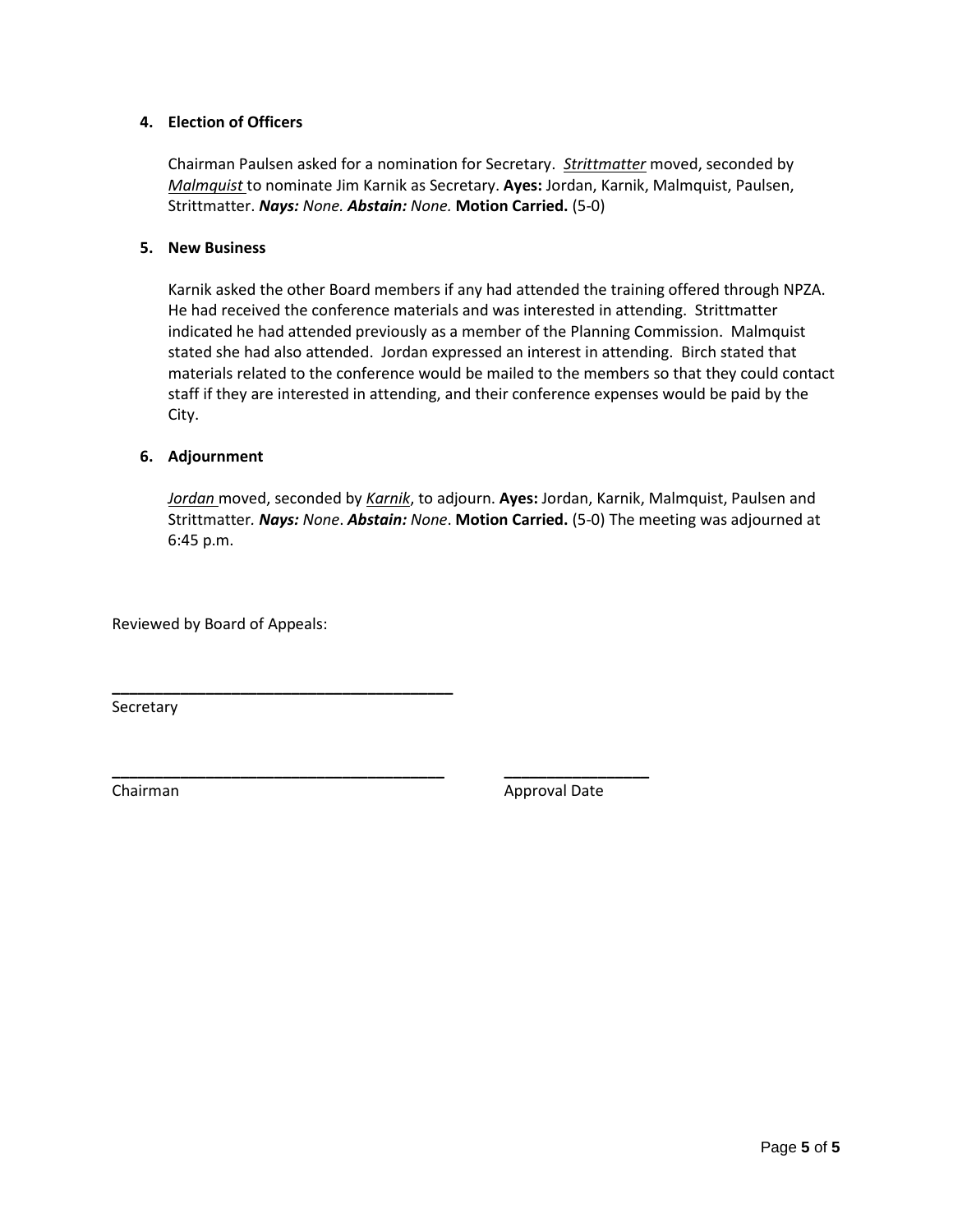**4. Election of Officers**

Chairman Paulsen asked for a nomination for Secretary. ***Strittmatter*** moved, seconded by ***Malmquist*** to nominate Jim Karnik as Secretary. **Ayes:** Jordan, Karnik, Malmquist, Paulsen, Strittmatter. ***Nays:*** *None.* ***Abstain:*** *None.* **Motion Carried.** (5-0)

**5. New Business**

Karnik asked the other Board members if any had attended the training offered through NPZA. He had received the conference materials and was interested in attending. Strittmatter indicated he had attended previously as a member of the Planning Commission. Malmquist stated she had also attended. Jordan expressed an interest in attending. Birch stated that materials related to the conference would be mailed to the members so that they could contact staff if they are interested in attending, and their conference expenses would be paid by the City.

**6. Adjournment**

*Jordan* moved, seconded by *Karnik*, to adjourn. **Ayes:** Jordan, Karnik, Malmquist, Paulsen and Strittmatter. ***Nays:*** *None*. ***Abstain:*** *None*. **Motion Carried.** (5-0) The meeting was adjourned at 6:45 p.m.

Reviewed by Board of Appeals:

\_\_\_\_\_\_\_\_\_\_\_\_\_\_\_\_\_\_\_\_\_\_\_\_\_\_\_\_\_\_\_\_\_\_\_\_\_\_\_\_
Secretary

\_\_\_\_\_\_\_\_\_\_\_\_\_\_\_\_\_\_\_\_\_\_\_\_\_\_\_\_\_\_\_\_\_\_\_\_\_\_\_ \_\_\_\_\_\_\_\_\_\_\_\_\_\_\_\_\_
Chairman Approval Date